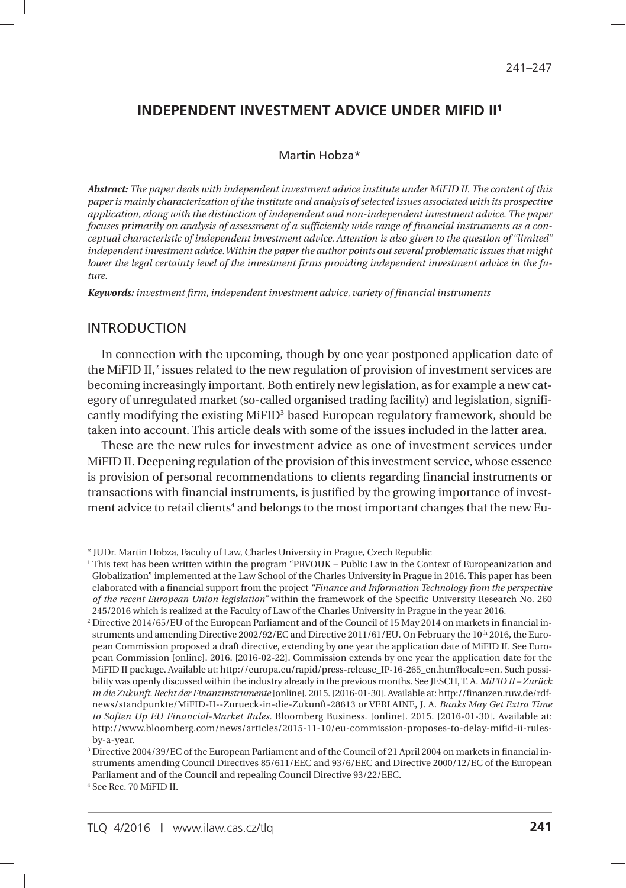# INDEPENDENT INVESTMENT ADVICE UNDER MIFID II[1]

Martin Hobza*

***Abstract:*** *The paper deals with independent investment advice institute under MiFID II. The content of this paper is mainly characterization of the institute and analysis of selected issues associated with its prospective application, along with the distinction of independent and non-independent investment advice. The paper focuses primarily on analysis of assessment of a sufficiently wide range of financial instruments as a conceptual characteristic of independent investment advice. Attention is also given to the question of "limited" independent investment advice. Within the paper the author points out several problematic issues that might lower the legal certainty level of the investment firms providing independent investment advice in the future.*

***Keywords:*** *investment firm, independent investment advice, variety of financial instruments*

## INTRODUCTION

In connection with the upcoming, though by one year postponed application date of the MiFID II,[2] issues related to the new regulation of provision of investment services are becoming increasingly important. Both entirely new legislation, as for example a new category of unregulated market (so-called organised trading facility) and legislation, significantly modifying the existing MiFID[3] based European regulatory framework, should be taken into account. This article deals with some of the issues included in the latter area.

These are the new rules for investment advice as one of investment services under MiFID II. Deepening regulation of the provision of this investment service, whose essence is provision of personal recommendations to clients regarding financial instruments or transactions with financial instruments, is justified by the growing importance of investment advice to retail clients[4] and belongs to the most important changes that the new Eu-

---

\* JUDr. Martin Hobza, Faculty of Law, Charles University in Prague, Czech Republic

[1] This text has been written within the program "PRVOUK – Public Law in the Context of Europeanization and Globalization" implemented at the Law School of the Charles University in Prague in 2016. This paper has been elaborated with a financial support from the project *"Finance and Information Technology from the perspective of the recent European Union legislation"* within the framework of the Specific University Research No. 260 245/2016 which is realized at the Faculty of Law of the Charles University in Prague in the year 2016.

[2] Directive 2014/65/EU of the European Parliament and of the Council of 15 May 2014 on markets in financial instruments and amending Directive 2002/92/EC and Directive 2011/61/EU. On February the 10th 2016, the European Commission proposed a draft directive, extending by one year the application date of MiFID II. See European Commission [online]. 2016. [2016-02-22]. Commission extends by one year the application date for the MiFID II package. Available at: http://europa.eu/rapid/press-release_IP-16-265_en.htm?locale=en. Such possibility was openly discussed within the industry already in the previous months. See JESCH, T. A. *MiFID II – Zurück in die Zukunft. Recht der Finanzinstrumente* [online]. 2015. [2016-01-30]. Available at: http://finanzen.ruw.de/rdf-news/standpunkte/MiFID-II--Zurueck-in-die-Zukunft-28613 or VERLAINE, J. A. *Banks May Get Extra Time to Soften Up EU Financial-Market Rules.* Bloomberg Business. [online]. 2015. [2016-01-30]. Available at: http://www.bloomberg.com/news/articles/2015-11-10/eu-commission-proposes-to-delay-mifid-ii-rules-by-a-year.

[3] Directive 2004/39/EC of the European Parliament and of the Council of 21 April 2004 on markets in financial instruments amending Council Directives 85/611/EEC and 93/6/EEC and Directive 2000/12/EC of the European Parliament and of the Council and repealing Council Directive 93/22/EEC.

[4] See Rec. 70 MiFID II.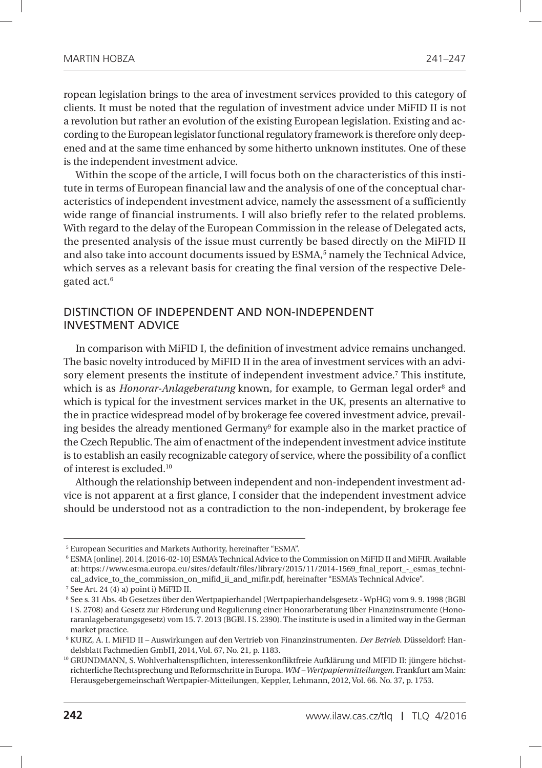ropean legislation brings to the area of investment services provided to this category of clients. It must be noted that the regulation of investment advice under MiFID II is not a revolution but rather an evolution of the existing European legislation. Existing and according to the European legislator functional regulatory framework is therefore only deepened and at the same time enhanced by some hitherto unknown institutes. One of these is the independent investment advice.

Within the scope of the article, I will focus both on the characteristics of this institute in terms of European financial law and the analysis of one of the conceptual characteristics of independent investment advice, namely the assessment of a sufficiently wide range of financial instruments. I will also briefly refer to the related problems. With regard to the delay of the European Commission in the release of Delegated acts, the presented analysis of the issue must currently be based directly on the MiFID II and also take into account documents issued by ESMA,[5] namely the Technical Advice, which serves as a relevant basis for creating the final version of the respective Delegated act.[6]

## DISTINCTION OF INDEPENDENT AND NON-INDEPENDENT INVESTMENT ADVICE

In comparison with MiFID I, the definition of investment advice remains unchanged. The basic novelty introduced by MiFID II in the area of investment services with an advisory element presents the institute of independent investment advice.[7] This institute, which is as *Honorar-Anlageberatung* known, for example, to German legal order[8] and which is typical for the investment services market in the UK, presents an alternative to the in practice widespread model of by brokerage fee covered investment advice, prevailing besides the already mentioned Germany[9] for example also in the market practice of the Czech Republic. The aim of enactment of the independent investment advice institute is to establish an easily recognizable category of service, where the possibility of a conflict of interest is excluded.[10]

Although the relationship between independent and non-independent investment advice is not apparent at a first glance, I consider that the independent investment advice should be understood not as a contradiction to the non-independent, by brokerage fee

---

[5] European Securities and Markets Authority, hereinafter "ESMA".

[6] ESMA [online]. 2014. [2016-02-10] ESMA's Technical Advice to the Commission on MiFID II and MiFIR. Available at: https://www.esma.europa.eu/sites/default/files/library/2015/11/2014-1569_final_report_-_esmas_technical_advice_to_the_commission_on_mifid_ii_and_mifir.pdf, hereinafter "ESMA's Technical Advice".

[7] See Art. 24 (4) a) point i) MiFID II.

[8] See s. 31 Abs. 4b Gesetzes über den Wertpapierhandel (Wertpapierhandelsgesetz - WpHG) vom 9. 9. 1998 (BGBl I S. 2708) and Gesetz zur Förderung und Regulierung einer Honorarberatung über Finanzinstrumente (Honoraranlageberatungsgesetz) vom 15. 7. 2013 (BGBl. I S. 2390). The institute is used in a limited way in the German market practice.

[9] KURZ, A. I. MiFID II – Auswirkungen auf den Vertrieb von Finanzinstrumenten. *Der Betrieb.* Düsseldorf: Handelsblatt Fachmedien GmbH, 2014, Vol. 67, No. 21, p. 1183.

[10] GRUNDMANN, S. Wohlverhaltenspflichten, interessenkonfliktfreie Aufklärung und MIFID II: jüngere höchstrichterliche Rechtsprechung und Reformschritte in Europa. *WM – Wertpapiermitteilungen.* Frankfurt am Main: Herausgebergemeinschaft Wertpapier-Mitteilungen, Keppler, Lehmann, 2012, Vol. 66. No. 37, p. 1753.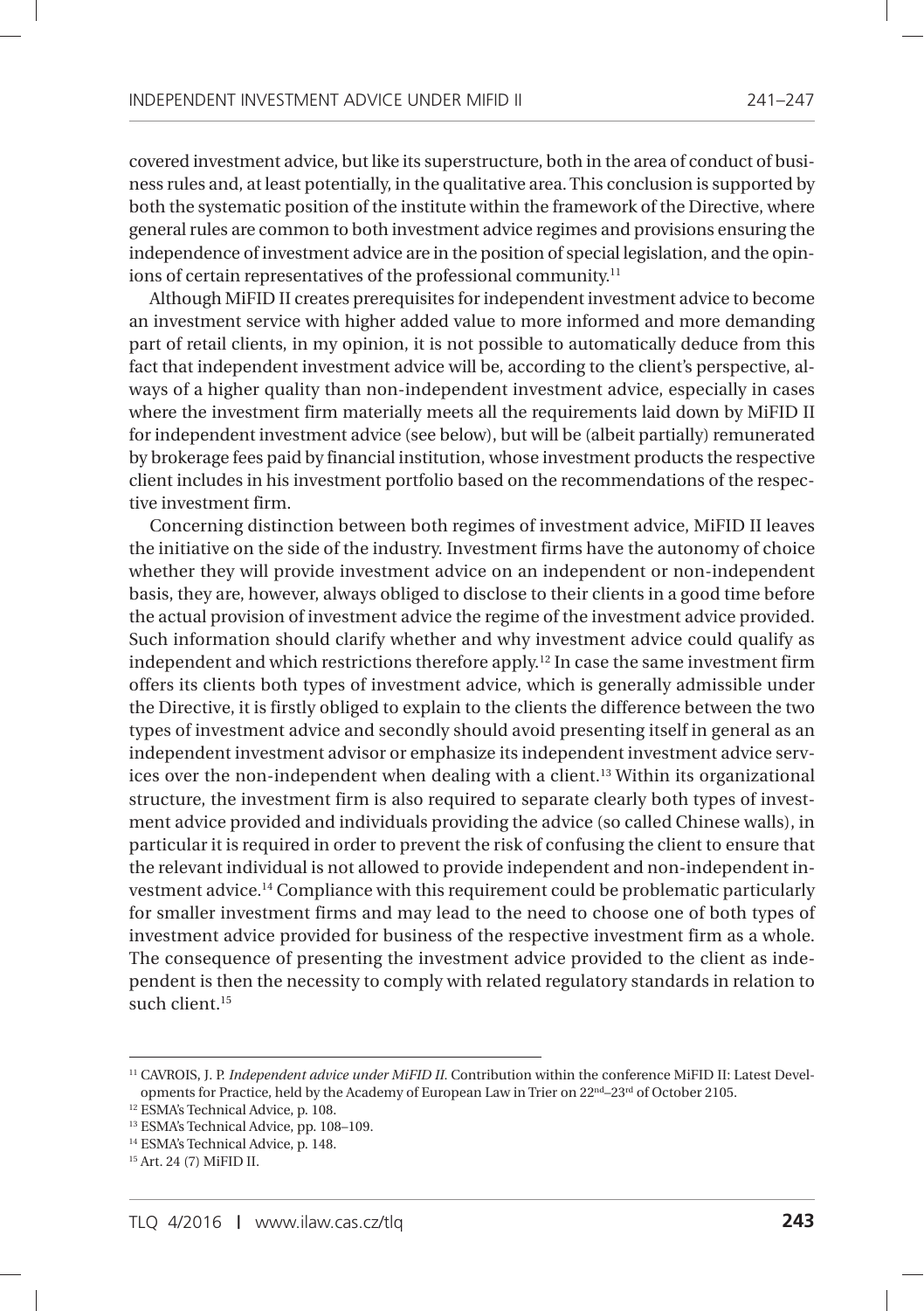covered investment advice, but like its superstructure, both in the area of conduct of business rules and, at least potentially, in the qualitative area. This conclusion is supported by both the systematic position of the institute within the framework of the Directive, where general rules are common to both investment advice regimes and provisions ensuring the independence of investment advice are in the position of special legislation, and the opinions of certain representatives of the professional community.[11]

Although MiFID II creates prerequisites for independent investment advice to become an investment service with higher added value to more informed and more demanding part of retail clients, in my opinion, it is not possible to automatically deduce from this fact that independent investment advice will be, according to the client's perspective, always of a higher quality than non-independent investment advice, especially in cases where the investment firm materially meets all the requirements laid down by MiFID II for independent investment advice (see below), but will be (albeit partially) remunerated by brokerage fees paid by financial institution, whose investment products the respective client includes in his investment portfolio based on the recommendations of the respective investment firm.

Concerning distinction between both regimes of investment advice, MiFID II leaves the initiative on the side of the industry. Investment firms have the autonomy of choice whether they will provide investment advice on an independent or non-independent basis, they are, however, always obliged to disclose to their clients in a good time before the actual provision of investment advice the regime of the investment advice provided. Such information should clarify whether and why investment advice could qualify as independent and which restrictions therefore apply.[12] In case the same investment firm offers its clients both types of investment advice, which is generally admissible under the Directive, it is firstly obliged to explain to the clients the difference between the two types of investment advice and secondly should avoid presenting itself in general as an independent investment advisor or emphasize its independent investment advice services over the non-independent when dealing with a client.[13] Within its organizational structure, the investment firm is also required to separate clearly both types of investment advice provided and individuals providing the advice (so called Chinese walls), in particular it is required in order to prevent the risk of confusing the client to ensure that the relevant individual is not allowed to provide independent and non-independent investment advice.[14] Compliance with this requirement could be problematic particularly for smaller investment firms and may lead to the need to choose one of both types of investment advice provided for business of the respective investment firm as a whole. The consequence of presenting the investment advice provided to the client as independent is then the necessity to comply with related regulatory standards in relation to such client.[15]

---

[11] CAVROIS, J. P. *Independent advice under MiFID II.* Contribution within the conference MiFID II: Latest Developments for Practice, held by the Academy of European Law in Trier on 22nd–23rd of October 2105.

[12] ESMA's Technical Advice, p. 108.

[13] ESMA's Technical Advice, pp. 108–109.

[14] ESMA's Technical Advice, p. 148.

[15] Art. 24 (7) MiFID II.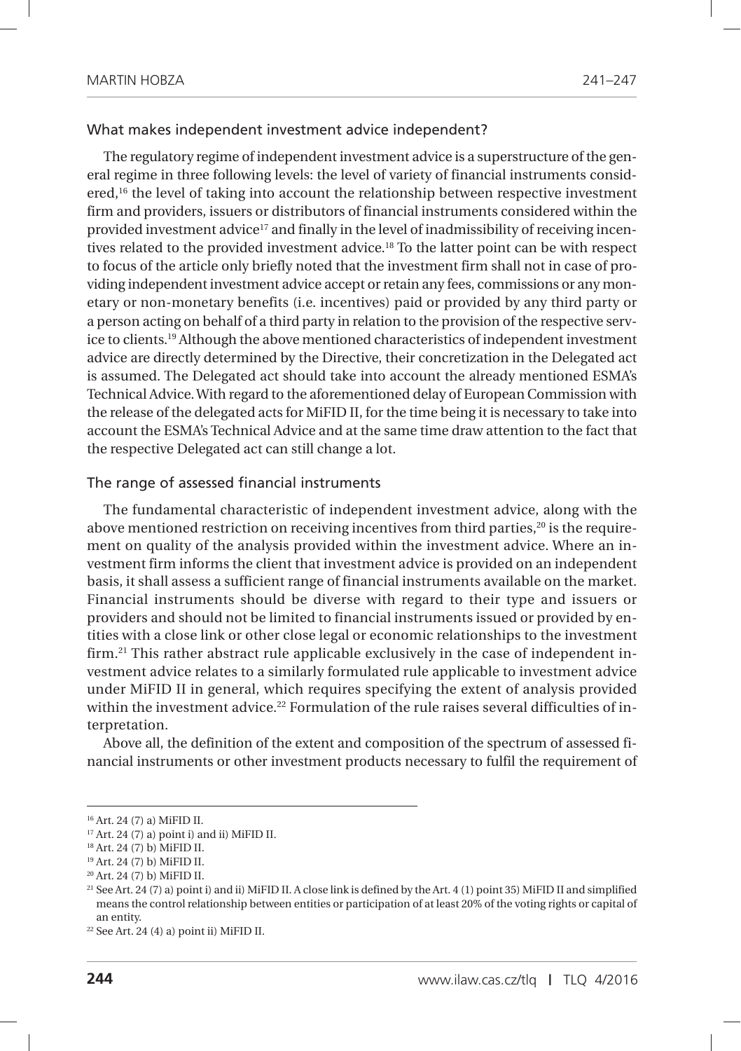### What makes independent investment advice independent?

The regulatory regime of independent investment advice is a superstructure of the general regime in three following levels: the level of variety of financial instruments considered,[16] the level of taking into account the relationship between respective investment firm and providers, issuers or distributors of financial instruments considered within the provided investment advice[17] and finally in the level of inadmissibility of receiving incentives related to the provided investment advice.[18] To the latter point can be with respect to focus of the article only briefly noted that the investment firm shall not in case of providing independent investment advice accept or retain any fees, commissions or any monetary or non-monetary benefits (i.e. incentives) paid or provided by any third party or a person acting on behalf of a third party in relation to the provision of the respective service to clients.[19] Although the above mentioned characteristics of independent investment advice are directly determined by the Directive, their concretization in the Delegated act is assumed. The Delegated act should take into account the already mentioned ESMA's Technical Advice. With regard to the aforementioned delay of European Commission with the release of the delegated acts for MiFID II, for the time being it is necessary to take into account the ESMA's Technical Advice and at the same time draw attention to the fact that the respective Delegated act can still change a lot.

### The range of assessed financial instruments

The fundamental characteristic of independent investment advice, along with the above mentioned restriction on receiving incentives from third parties,[20] is the requirement on quality of the analysis provided within the investment advice. Where an investment firm informs the client that investment advice is provided on an independent basis, it shall assess a sufficient range of financial instruments available on the market. Financial instruments should be diverse with regard to their type and issuers or providers and should not be limited to financial instruments issued or provided by entities with a close link or other close legal or economic relationships to the investment firm.[21] This rather abstract rule applicable exclusively in the case of independent investment advice relates to a similarly formulated rule applicable to investment advice under MiFID II in general, which requires specifying the extent of analysis provided within the investment advice.[22] Formulation of the rule raises several difficulties of interpretation.

Above all, the definition of the extent and composition of the spectrum of assessed financial instruments or other investment products necessary to fulfil the requirement of

---

[16] Art. 24 (7) a) MiFID II.

[17] Art. 24 (7) a) point i) and ii) MiFID II.

[18] Art. 24 (7) b) MiFID II.

[19] Art. 24 (7) b) MiFID II.

[20] Art. 24 (7) b) MiFID II.

[21] See Art. 24 (7) a) point i) and ii) MiFID II. A close link is defined by the Art. 4 (1) point 35) MiFID II and simplified means the control relationship between entities or participation of at least 20% of the voting rights or capital of an entity.

[22] See Art. 24 (4) a) point ii) MiFID II.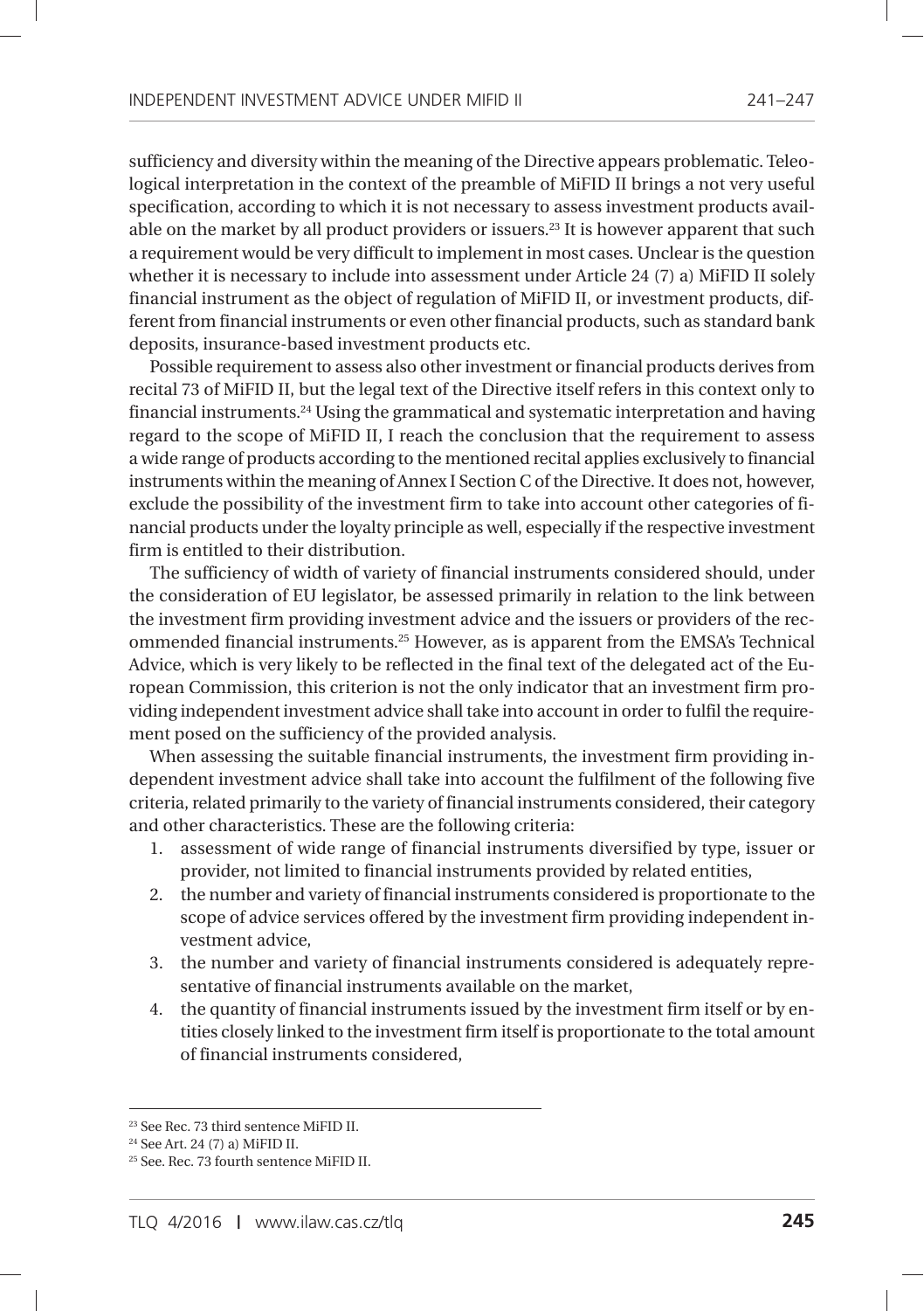sufficiency and diversity within the meaning of the Directive appears problematic. Teleological interpretation in the context of the preamble of MiFID II brings a not very useful specification, according to which it is not necessary to assess investment products available on the market by all product providers or issuers.[23] It is however apparent that such a requirement would be very difficult to implement in most cases. Unclear is the question whether it is necessary to include into assessment under Article 24 (7) a) MiFID II solely financial instrument as the object of regulation of MiFID II, or investment products, different from financial instruments or even other financial products, such as standard bank deposits, insurance-based investment products etc.

Possible requirement to assess also other investment or financial products derives from recital 73 of MiFID II, but the legal text of the Directive itself refers in this context only to financial instruments.[24] Using the grammatical and systematic interpretation and having regard to the scope of MiFID II, I reach the conclusion that the requirement to assess a wide range of products according to the mentioned recital applies exclusively to financial instruments within the meaning of Annex I Section C of the Directive. It does not, however, exclude the possibility of the investment firm to take into account other categories of financial products under the loyalty principle as well, especially if the respective investment firm is entitled to their distribution.

The sufficiency of width of variety of financial instruments considered should, under the consideration of EU legislator, be assessed primarily in relation to the link between the investment firm providing investment advice and the issuers or providers of the recommended financial instruments.[25] However, as is apparent from the EMSA's Technical Advice, which is very likely to be reflected in the final text of the delegated act of the European Commission, this criterion is not the only indicator that an investment firm providing independent investment advice shall take into account in order to fulfil the requirement posed on the sufficiency of the provided analysis.

When assessing the suitable financial instruments, the investment firm providing independent investment advice shall take into account the fulfilment of the following five criteria, related primarily to the variety of financial instruments considered, their category and other characteristics. These are the following criteria:

1. assessment of wide range of financial instruments diversified by type, issuer or provider, not limited to financial instruments provided by related entities,
2. the number and variety of financial instruments considered is proportionate to the scope of advice services offered by the investment firm providing independent investment advice,
3. the number and variety of financial instruments considered is adequately representative of financial instruments available on the market,
4. the quantity of financial instruments issued by the investment firm itself or by entities closely linked to the investment firm itself is proportionate to the total amount of financial instruments considered,

---

[23] See Rec. 73 third sentence MiFID II.

[24] See Art. 24 (7) a) MiFID II.

[25] See. Rec. 73 fourth sentence MiFID II.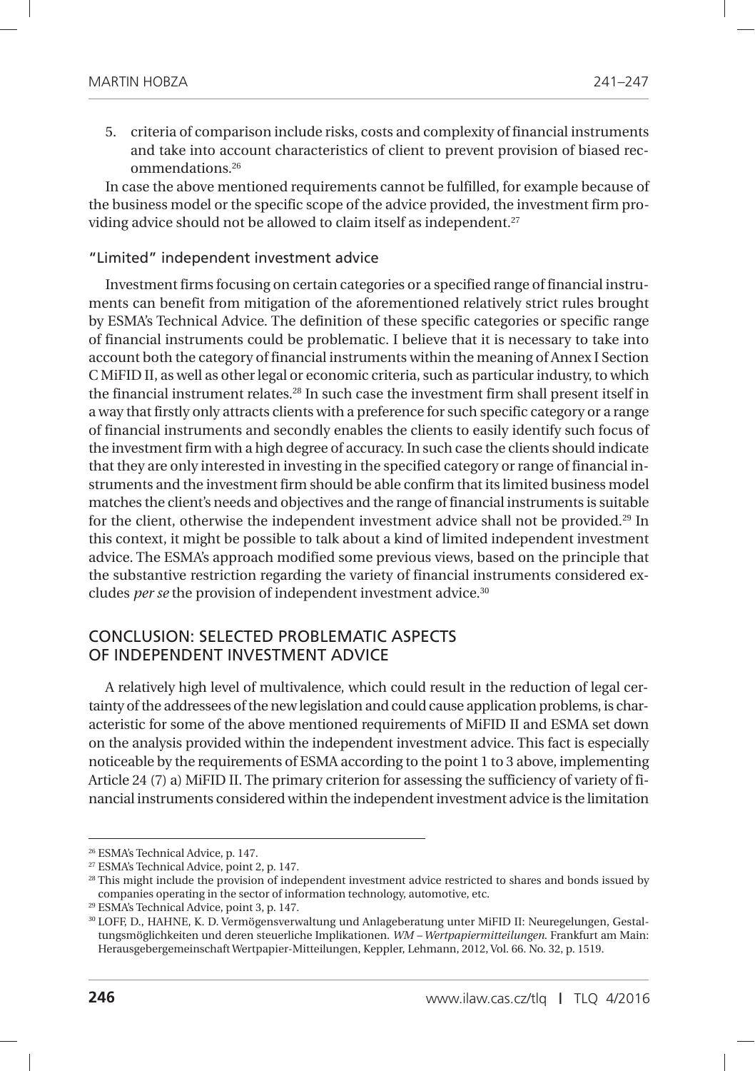5. criteria of comparison include risks, costs and complexity of financial instruments and take into account characteristics of client to prevent provision of biased recommendations.[26]

In case the above mentioned requirements cannot be fulfilled, for example because of the business model or the specific scope of the advice provided, the investment firm providing advice should not be allowed to claim itself as independent.[27]

### "Limited" independent investment advice

Investment firms focusing on certain categories or a specified range of financial instruments can benefit from mitigation of the aforementioned relatively strict rules brought by ESMA's Technical Advice. The definition of these specific categories or specific range of financial instruments could be problematic. I believe that it is necessary to take into account both the category of financial instruments within the meaning of Annex I Section C MiFID II, as well as other legal or economic criteria, such as particular industry, to which the financial instrument relates.[28] In such case the investment firm shall present itself in a way that firstly only attracts clients with a preference for such specific category or a range of financial instruments and secondly enables the clients to easily identify such focus of the investment firm with a high degree of accuracy. In such case the clients should indicate that they are only interested in investing in the specified category or range of financial instruments and the investment firm should be able confirm that its limited business model matches the client's needs and objectives and the range of financial instruments is suitable for the client, otherwise the independent investment advice shall not be provided.[29] In this context, it might be possible to talk about a kind of limited independent investment advice. The ESMA's approach modified some previous views, based on the principle that the substantive restriction regarding the variety of financial instruments considered excludes *per se* the provision of independent investment advice.[30]

## CONCLUSION: SELECTED PROBLEMATIC ASPECTS OF INDEPENDENT INVESTMENT ADVICE

A relatively high level of multivalence, which could result in the reduction of legal certainty of the addressees of the new legislation and could cause application problems, is characteristic for some of the above mentioned requirements of MiFID II and ESMA set down on the analysis provided within the independent investment advice. This fact is especially noticeable by the requirements of ESMA according to the point 1 to 3 above, implementing Article 24 (7) a) MiFID II. The primary criterion for assessing the sufficiency of variety of financial instruments considered within the independent investment advice is the limitation

---

[26] ESMA's Technical Advice, p. 147.

[27] ESMA's Technical Advice, point 2, p. 147.

[28] This might include the provision of independent investment advice restricted to shares and bonds issued by companies operating in the sector of information technology, automotive, etc.

[29] ESMA's Technical Advice, point 3, p. 147.

[30] LOFF, D., HAHNE, K. D. Vermögensverwaltung und Anlageberatung unter MiFID II: Neuregelungen, Gestaltungsmöglichkeiten und deren steuerliche Implikationen. *WM – Wertpapiermitteilungen.* Frankfurt am Main: Herausgebergemeinschaft Wertpapier-Mitteilungen, Keppler, Lehmann, 2012, Vol. 66. No. 32, p. 1519.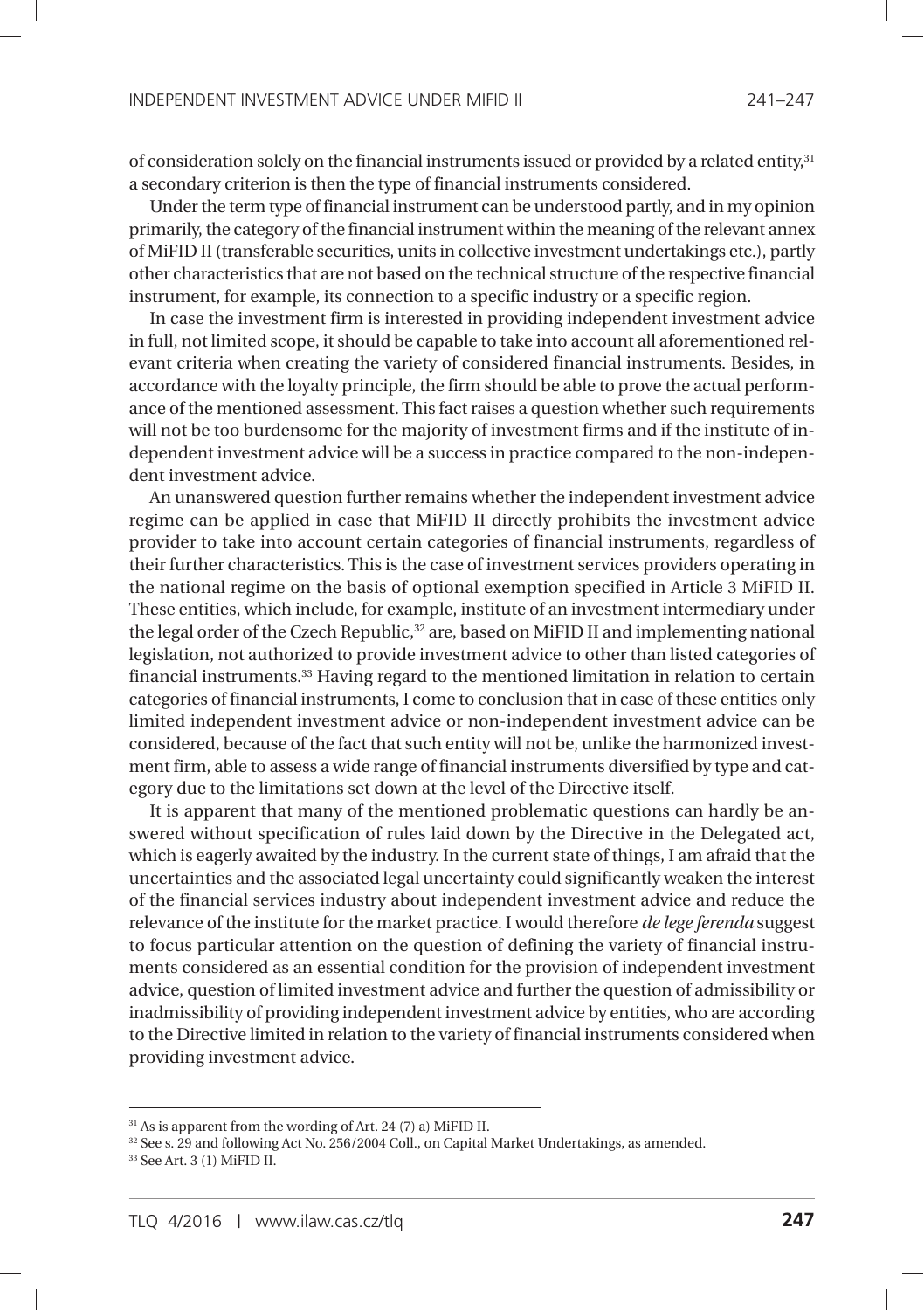of consideration solely on the financial instruments issued or provided by a related entity,[31] a secondary criterion is then the type of financial instruments considered.

Under the term type of financial instrument can be understood partly, and in my opinion primarily, the category of the financial instrument within the meaning of the relevant annex of MiFID II (transferable securities, units in collective investment undertakings etc.), partly other characteristics that are not based on the technical structure of the respective financial instrument, for example, its connection to a specific industry or a specific region.

In case the investment firm is interested in providing independent investment advice in full, not limited scope, it should be capable to take into account all aforementioned relevant criteria when creating the variety of considered financial instruments. Besides, in accordance with the loyalty principle, the firm should be able to prove the actual performance of the mentioned assessment. This fact raises a question whether such requirements will not be too burdensome for the majority of investment firms and if the institute of independent investment advice will be a success in practice compared to the non-independent investment advice.

An unanswered question further remains whether the independent investment advice regime can be applied in case that MiFID II directly prohibits the investment advice provider to take into account certain categories of financial instruments, regardless of their further characteristics. This is the case of investment services providers operating in the national regime on the basis of optional exemption specified in Article 3 MiFID II. These entities, which include, for example, institute of an investment intermediary under the legal order of the Czech Republic,[32] are, based on MiFID II and implementing national legislation, not authorized to provide investment advice to other than listed categories of financial instruments.[33] Having regard to the mentioned limitation in relation to certain categories of financial instruments, I come to conclusion that in case of these entities only limited independent investment advice or non-independent investment advice can be considered, because of the fact that such entity will not be, unlike the harmonized investment firm, able to assess a wide range of financial instruments diversified by type and category due to the limitations set down at the level of the Directive itself.

It is apparent that many of the mentioned problematic questions can hardly be answered without specification of rules laid down by the Directive in the Delegated act, which is eagerly awaited by the industry. In the current state of things, I am afraid that the uncertainties and the associated legal uncertainty could significantly weaken the interest of the financial services industry about independent investment advice and reduce the relevance of the institute for the market practice. I would therefore *de lege ferenda* suggest to focus particular attention on the question of defining the variety of financial instruments considered as an essential condition for the provision of independent investment advice, question of limited investment advice and further the question of admissibility or inadmissibility of providing independent investment advice by entities, who are according to the Directive limited in relation to the variety of financial instruments considered when providing investment advice.

---

[31] As is apparent from the wording of Art. 24 (7) a) MiFID II.

[32] See s. 29 and following Act No. 256/2004 Coll., on Capital Market Undertakings, as amended.

[33] See Art. 3 (1) MiFID II.